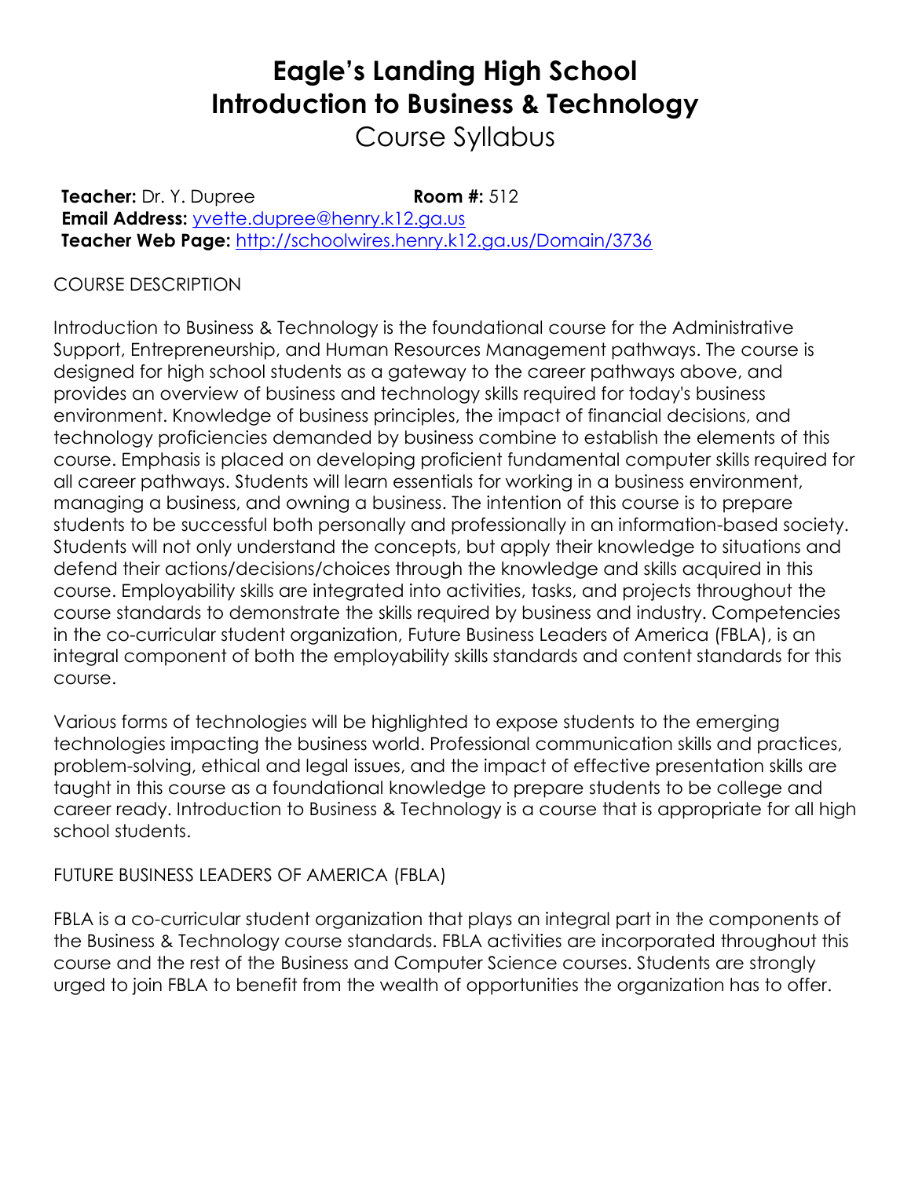# Eagle's Landing High School
# Introduction to Business & Technology
## Course Syllabus

**Teacher:** Dr. Y. Dupree **Room #:** 512
**Email Address:** [yvette.dupree@henry.k12.ga.us](mailto:yvette.dupree@henry.k12.ga.us)
**Teacher Web Page:** [http://schoolwires.henry.k12.ga.us/Domain/3736](http://schoolwires.henry.k12.ga.us/Domain/3736)

COURSE DESCRIPTION

Introduction to Business & Technology is the foundational course for the Administrative Support, Entrepreneurship, and Human Resources Management pathways. The course is designed for high school students as a gateway to the career pathways above, and provides an overview of business and technology skills required for today's business environment. Knowledge of business principles, the impact of financial decisions, and technology proficiencies demanded by business combine to establish the elements of this course. Emphasis is placed on developing proficient fundamental computer skills required for all career pathways. Students will learn essentials for working in a business environment, managing a business, and owning a business. The intention of this course is to prepare students to be successful both personally and professionally in an information-based society. Students will not only understand the concepts, but apply their knowledge to situations and defend their actions/decisions/choices through the knowledge and skills acquired in this course. Employability skills are integrated into activities, tasks, and projects throughout the course standards to demonstrate the skills required by business and industry. Competencies in the co-curricular student organization, Future Business Leaders of America (FBLA), is an integral component of both the employability skills standards and content standards for this course.

Various forms of technologies will be highlighted to expose students to the emerging technologies impacting the business world. Professional communication skills and practices, problem-solving, ethical and legal issues, and the impact of effective presentation skills are taught in this course as a foundational knowledge to prepare students to be college and career ready. Introduction to Business & Technology is a course that is appropriate for all high school students.

FUTURE BUSINESS LEADERS OF AMERICA (FBLA)

FBLA is a co-curricular student organization that plays an integral part in the components of the Business & Technology course standards. FBLA activities are incorporated throughout this course and the rest of the Business and Computer Science courses. Students are strongly urged to join FBLA to benefit from the wealth of opportunities the organization has to offer.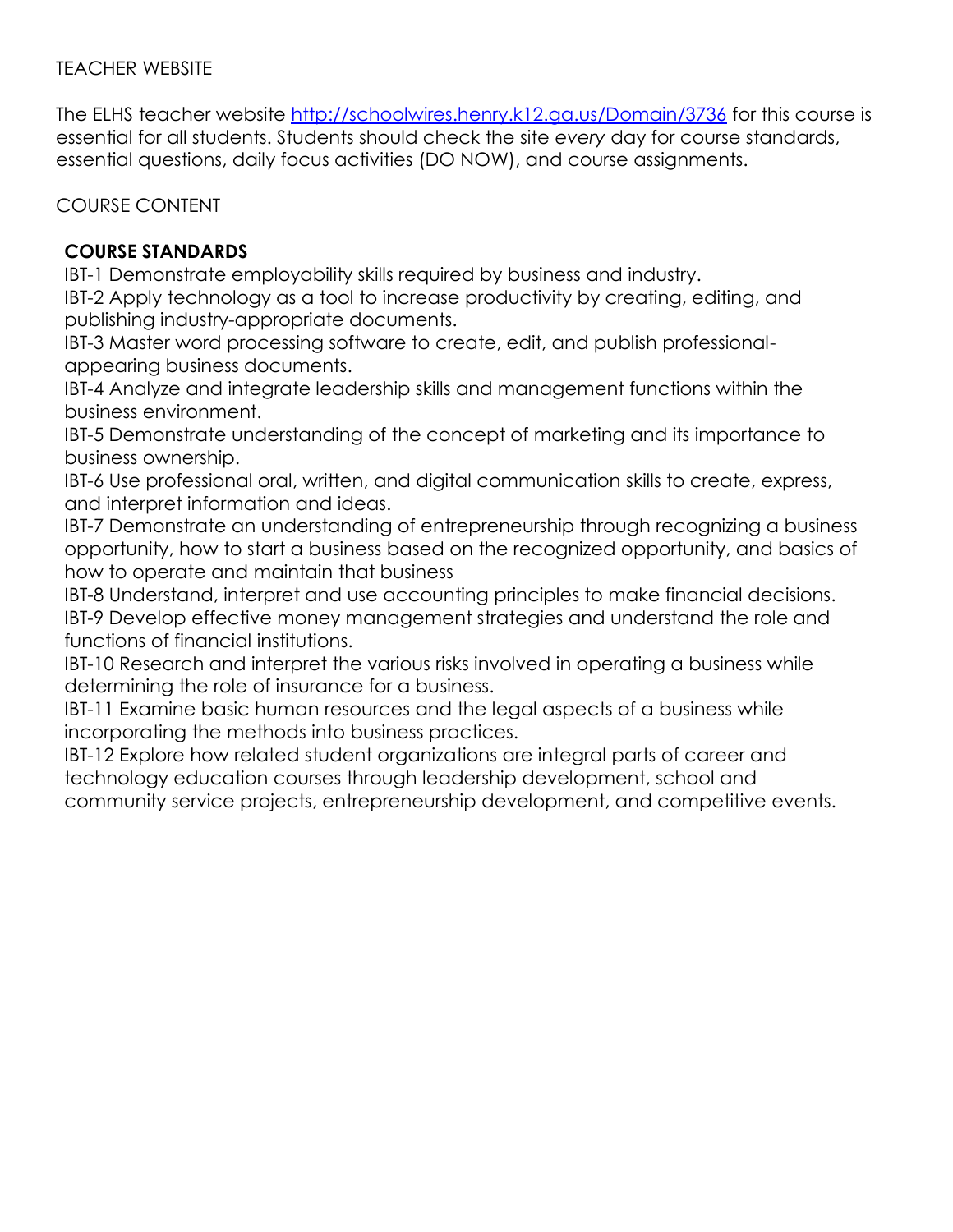TEACHER WEBSITE

The ELHS teacher website [http://schoolwires.henry.k12.ga.us/Domain/3736](http://schoolwires.henry.k12.ga.us/Domain/3736) for this course is essential for all students. Students should check the site *every* day for course standards, essential questions, daily focus activities (DO NOW), and course assignments.

COURSE CONTENT

**COURSE STANDARDS**

IBT-1 Demonstrate employability skills required by business and industry.
IBT-2 Apply technology as a tool to increase productivity by creating, editing, and publishing industry-appropriate documents.
IBT-3 Master word processing software to create, edit, and publish professional-appearing business documents.
IBT-4 Analyze and integrate leadership skills and management functions within the business environment.
IBT-5 Demonstrate understanding of the concept of marketing and its importance to business ownership.
IBT-6 Use professional oral, written, and digital communication skills to create, express, and interpret information and ideas.
IBT-7 Demonstrate an understanding of entrepreneurship through recognizing a business opportunity, how to start a business based on the recognized opportunity, and basics of how to operate and maintain that business
IBT-8 Understand, interpret and use accounting principles to make financial decisions.
IBT-9 Develop effective money management strategies and understand the role and functions of financial institutions.
IBT-10 Research and interpret the various risks involved in operating a business while determining the role of insurance for a business.
IBT-11 Examine basic human resources and the legal aspects of a business while incorporating the methods into business practices.
IBT-12 Explore how related student organizations are integral parts of career and technology education courses through leadership development, school and community service projects, entrepreneurship development, and competitive events.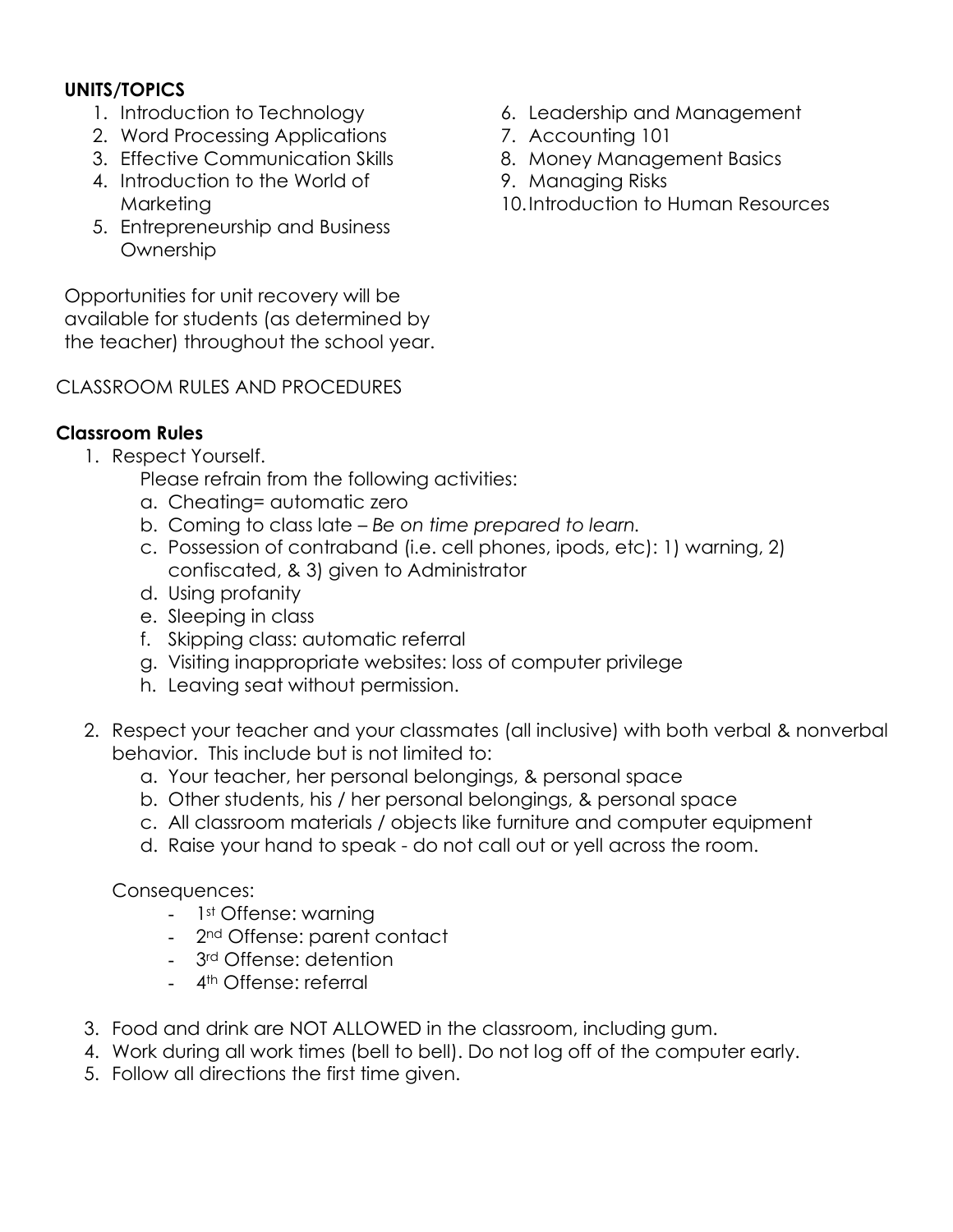**UNITS/TOPICS**

1. Introduction to Technology
2. Word Processing Applications
3. Effective Communication Skills
4. Introduction to the World of Marketing
5. Entrepreneurship and Business Ownership
6. Leadership and Management
7. Accounting 101
8. Money Management Basics
9. Managing Risks
10. Introduction to Human Resources

Opportunities for unit recovery will be available for students (as determined by the teacher) throughout the school year.

CLASSROOM RULES AND PROCEDURES

**Classroom Rules**

1. Respect Yourself.
   Please refrain from the following activities:
   a. Cheating= automatic zero
   b. Coming to class late – *Be on time prepared to learn.*
   c. Possession of contraband (i.e. cell phones, ipods, etc): 1) warning, 2) confiscated, & 3) given to Administrator
   d. Using profanity
   e. Sleeping in class
   f. Skipping class: automatic referral
   g. Visiting inappropriate websites: loss of computer privilege
   h. Leaving seat without permission.

2. Respect your teacher and your classmates (all inclusive) with both verbal & nonverbal behavior. This include but is not limited to:
   a. Your teacher, her personal belongings, & personal space
   b. Other students, his / her personal belongings, & personal space
   c. All classroom materials / objects like furniture and computer equipment
   d. Raise your hand to speak - do not call out or yell across the room.

   Consequences:
   - 1st Offense: warning
   - 2nd Offense: parent contact
   - 3rd Offense: detention
   - 4th Offense: referral

3. Food and drink are NOT ALLOWED in the classroom, including gum.
4. Work during all work times (bell to bell). Do not log off of the computer early.
5. Follow all directions the first time given.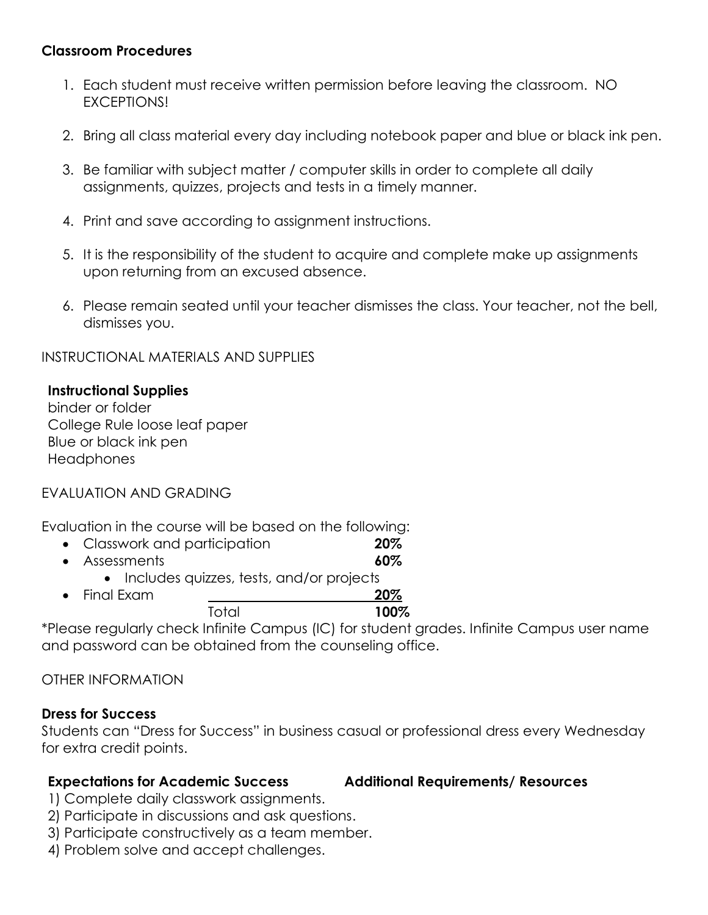**Classroom Procedures**

1. Each student must receive written permission before leaving the classroom. NO EXCEPTIONS!
2. Bring all class material every day including notebook paper and blue or black ink pen.
3. Be familiar with subject matter / computer skills in order to complete all daily assignments, quizzes, projects and tests in a timely manner.
4. Print and save according to assignment instructions.
5. It is the responsibility of the student to acquire and complete make up assignments upon returning from an excused absence.
6. Please remain seated until your teacher dismisses the class. Your teacher, not the bell, dismisses you.

INSTRUCTIONAL MATERIALS AND SUPPLIES

**Instructional Supplies**

binder or folder
College Rule loose leaf paper
Blue or black ink pen
Headphones

EVALUATION AND GRADING

Evaluation in the course will be based on the following:

- Classwork and participation **20%**
- Assessments **60%**
  - Includes quizzes, tests, and/or projects
- Final Exam **20%**

Total **100%**

*Please regularly check Infinite Campus (IC) for student grades. Infinite Campus user name and password can be obtained from the counseling office.

OTHER INFORMATION

**Dress for Success**

Students can "Dress for Success" in business casual or professional dress every Wednesday for extra credit points.

**Expectations for Academic Success**

1) Complete daily classwork assignments.
2) Participate in discussions and ask questions.
3) Participate constructively as a team member.
4) Problem solve and accept challenges.

**Additional Requirements/ Resources**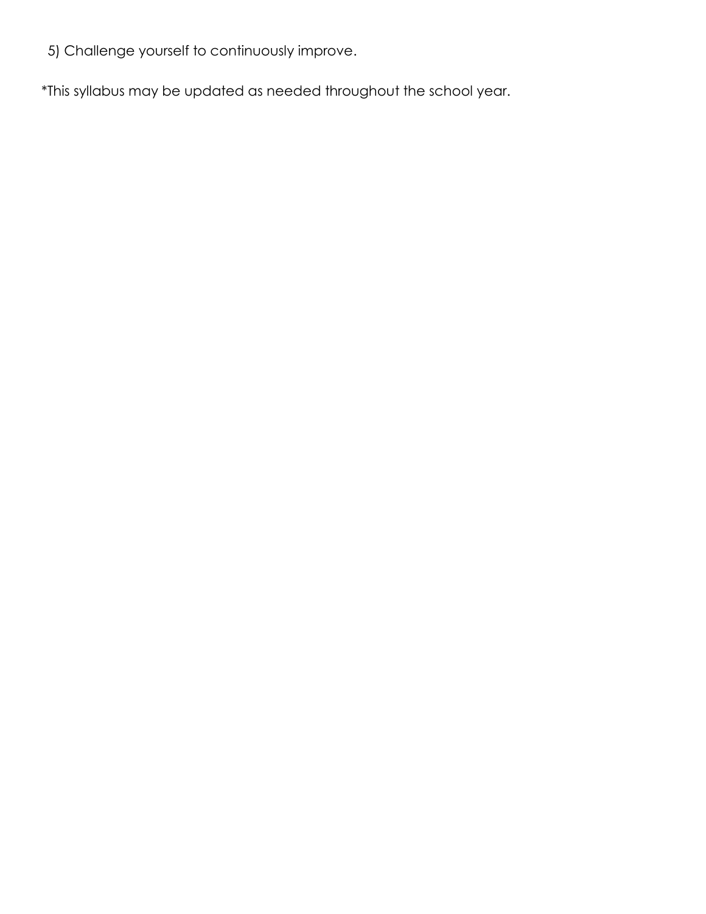5) Challenge yourself to continuously improve.

*This syllabus may be updated as needed throughout the school year.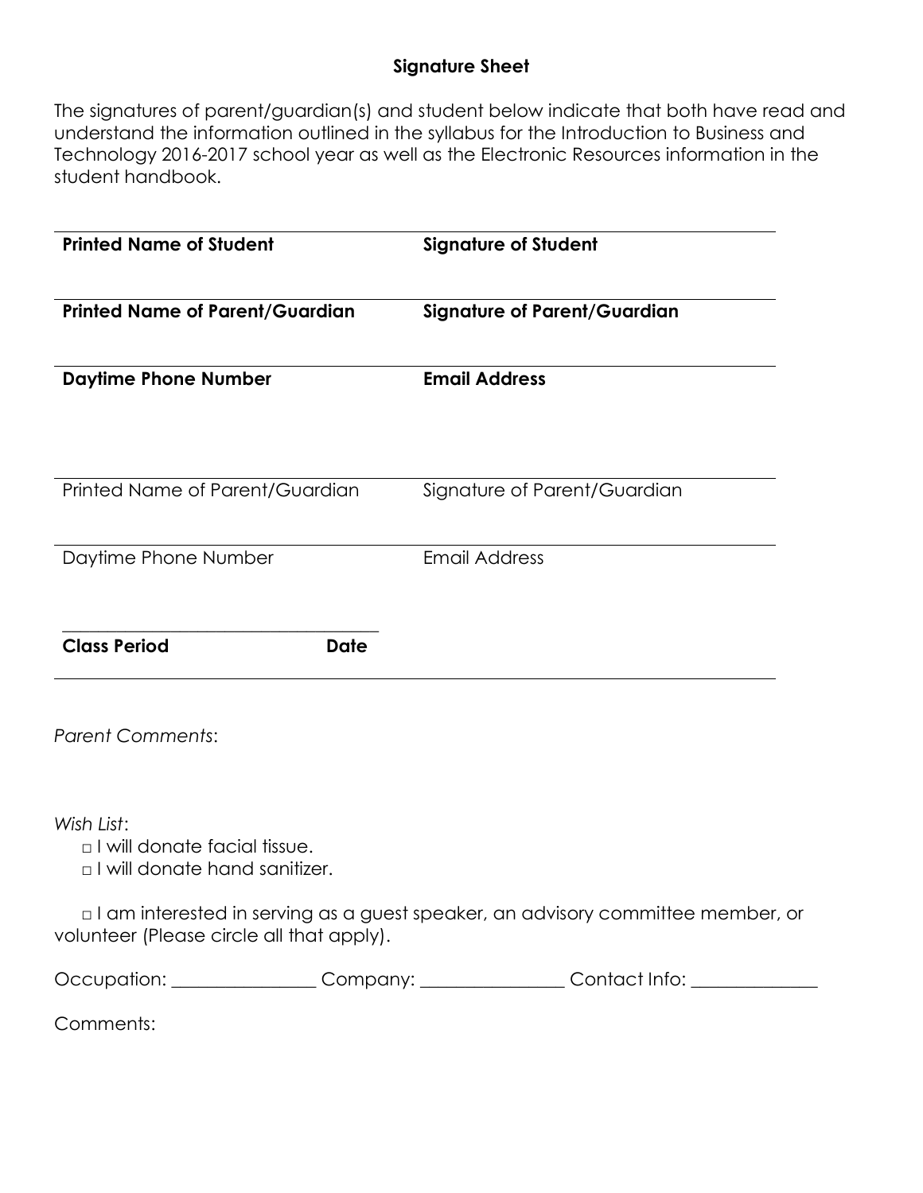## Signature Sheet

The signatures of parent/guardian(s) and student below indicate that both have read and understand the information outlined in the syllabus for the Introduction to Business and Technology 2016-2017 school year as well as the Electronic Resources information in the student handbook.

| | |
|---|---|
| **Printed Name of Student** | **Signature of Student** |
| **Printed Name of Parent/Guardian** | **Signature of Parent/Guardian** |
| **Daytime Phone Number** | **Email Address** |
| Printed Name of Parent/Guardian | Signature of Parent/Guardian |
| Daytime Phone Number | Email Address |

___________________________________

**Class Period** **Date**

*Parent Comments*:

*Wish List*:

□ I will donate facial tissue.

□ I will donate hand sanitizer.

□ I am interested in serving as a guest speaker, an advisory committee member, or volunteer (Please circle all that apply).

Occupation: _______________ Company: _______________ Contact Info: _____________

Comments: